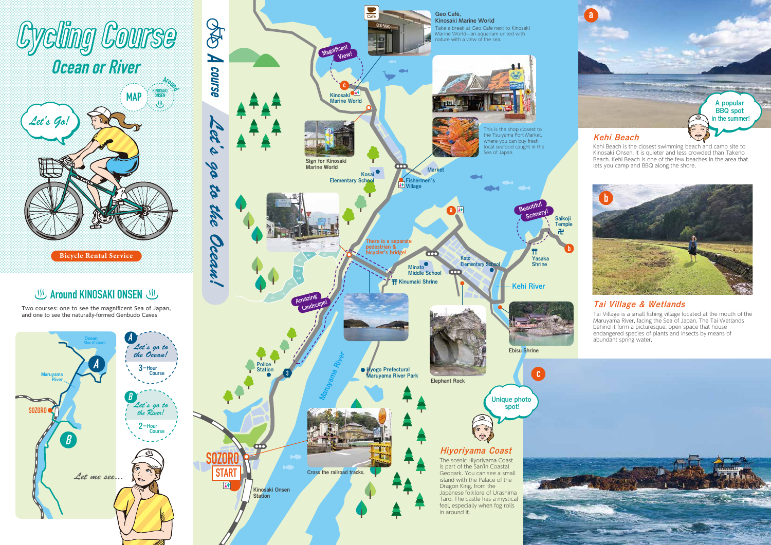# Cycling Course

## Ocean or River

Around KINOSAKI ONSEN MAP

Let's Go!

Bicycle Rental Service

## Around KINOSAKI ONSEN

Two courses: one to see the magnificent Sea of Japan, and one to see the naturally-formed Genbudo Caves

**A** Let's go to the Ocean! 3-Hour Course

**B** Let's go to the River! 2-Hour Course

Let me see...

## A course Let's go to the Ocean!

**Geo Café, Kinosaki Marine World**
Take a break at Geo Cafe next to Kinosaki Marine World—an aquarium united with nature with a view of the sea.

This is the shop closest to the Tsuiyama Port Market, where you can buy fresh local seafood caught in the Sea of Japan.

Magnificent View! · Kinosaki Marine World · Sign for Kinosaki Marine World · Kosai Elementary School · Market · Fishermen's Village · Beautiful Scenery! · Saikoji Temple · Yasaka Shrine · There is a separate pedestrian & bicycler's bridge! · Koto Elementary School · Minato Middle School · Kinumaki Shrine · Kehi River · Ebisu Shrine · Amazing Landscape! · Police Station · Maruyama River · Hyogo Prefectural Maruyama River Park · Elephant Rock · SOZORO START · Kinosaki Onsen Station · Cross the railroad tracks.

### a Kehi Beach

A popular BBQ spot in the summer!

Kehi Beach is the closest swimming beach and camp site to Kinosaki Onsen. It is quieter and less crowded than Takeno Beach. Kehi Beach is one of the few beaches in the area that lets you camp and BBQ along the shore.

### b Tai Village & Wetlands

Tai Village is a small fishing village located at the mouth of the Maruyama River, facing the Sea of Japan. The Tai Wetlands behind it form a picturesque, open space that house endangered species of plants and insects by means of abundant spring water.

### c Hiyoriyama Coast

Unique photo spot!

The scenic Hiyoriyama Coast is part of the San'in Coastal Geopark. You can see a small island with the Palace of the Dragon King, from the Japanese folklore of Urashima Taro. The castle has a mystical feel, especially when fog rolls in around it.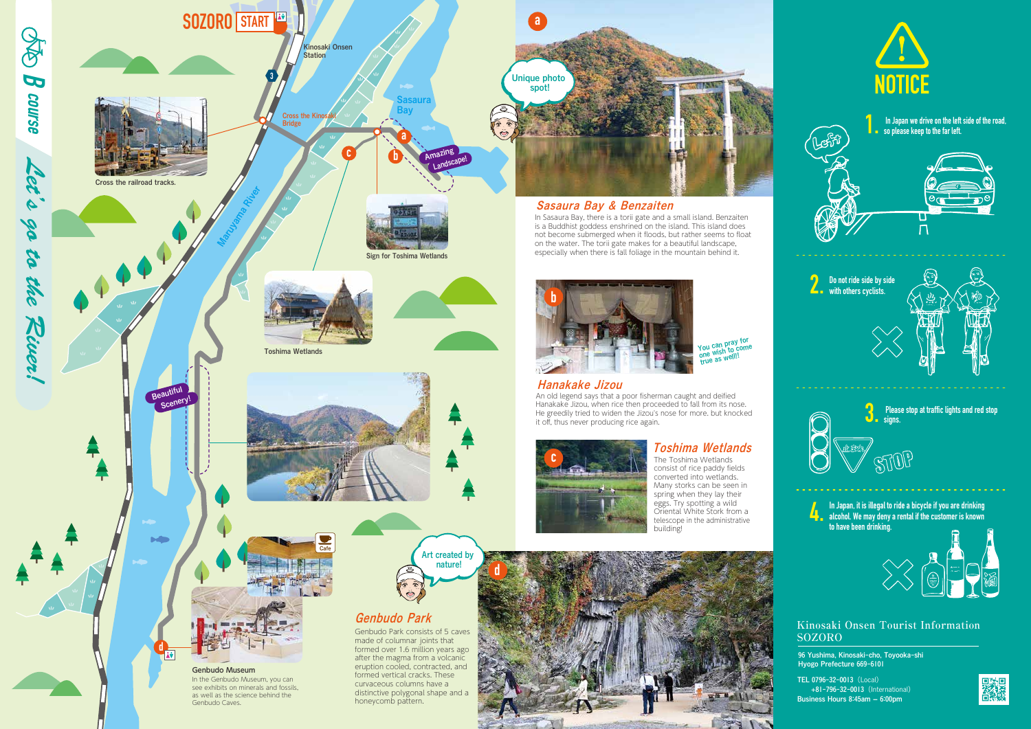# B course

## Let's go to the River!

SOZORO START

Kinosaki Onsen Station

Sasaura Bay

Cross the Kinosaki Bridge

Amazing Landscape!

Maruyama River

Cross the railroad tracks.

Sign for Toshima Wetlands

Toshima Wetlands

Beautiful Scenery!

Cafe

Genbudo Museum

In the Genbudo Museum, you can see exhibits on minerals and fossils, as well as the science behind the Genbudo Caves.

Unique photo spot!

### a Sasaura Bay & Benzaiten

In Sasaura Bay, there is a torii gate and a small island. Benzaiten is a Buddhist goddess enshrined on the island. This island does not become submerged when it floods, but rather seems to float on the water. The torii gate makes for a beautiful landscape, especially when there is fall foliage in the mountain behind it.

You can pray for one wish to come true as well!

### b Hanakake Jizou

An old legend says that a poor fisherman caught and deified Hanakake Jizou, when rice then proceeded to fall from its nose. He greedily tried to widen the Jizou's nose for more. but knocked it off, thus never producing rice again.

### c Toshima Wetlands

The Toshima Wetlands consist of rice paddy fields converted into wetlands. Many storks can be seen in spring when they lay their eggs. Try spotting a wild Oriental White Stork from a telescope in the administrative building!

Art created by nature!

### d Genbudo Park

Genbudo Park consists of 5 caves made of columnar joints that formed over 1.6 million years ago after the magma from a volcanic eruption cooled, contracted, and formed vertical cracks. These curvaceous columns have a distinctive polygonal shape and a honeycomb pattern.

## NOTICE

1. In Japan we drive on the left side of the road, so please keep to the far left.

2. Do not ride side by side with others cyclists.

3. Please stop at traffic lights and red stop signs.

4. In Japan, it is illegal to ride a bicycle if you are drinking alcohol. We may deny a rental if the customer is known to have been drinking.

**Kinosaki Onsen Tourist Information SOZORO**

96 Yushima, Kinosaki-cho, Toyooka-shi
Hyogo Prefecture 669-6101

TEL 0796-32-0013 (Local)
+81-796-32-0013 (International)
Business Hours 8:45am – 6:00pm